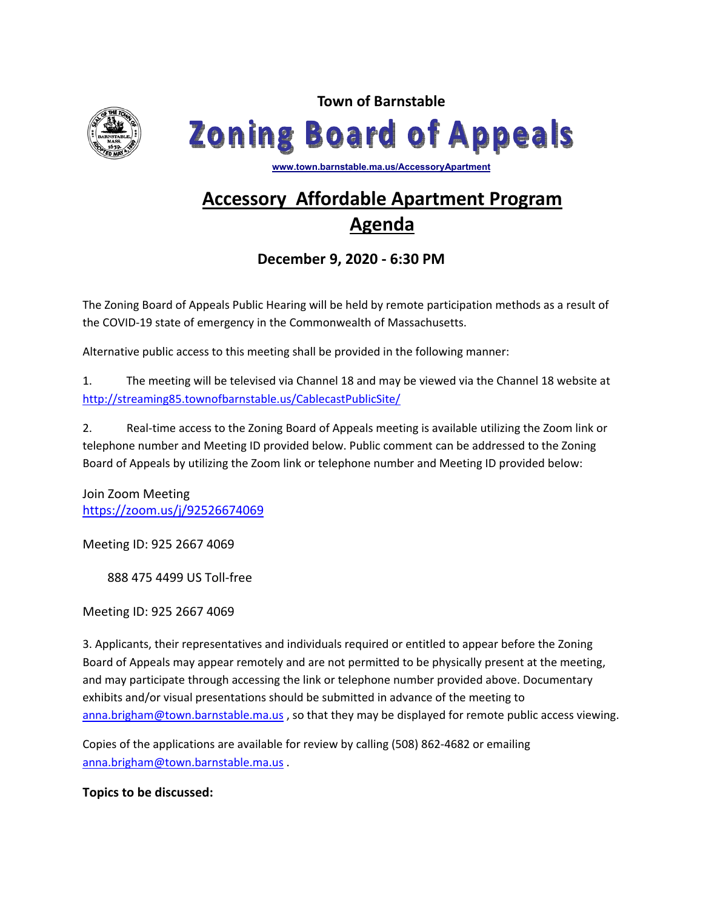**Town of Barnstable**

# Zoning Board of Appeals

**www.town.barnstable.ma.us/AccessoryApartment**

## Accessory Affordable Apartment Program Agenda

### December 9, 2020 - 6:30 PM

The Zoning Board of Appeals Public Hearing will be held by remote participation methods as a result of the COVID-19 state of emergency in the Commonwealth of Massachusetts.

Alternative public access to this meeting shall be provided in the following manner:

1. The meeting will be televised via Channel 18 and may be viewed via the Channel 18 website at http://streaming85.townofbarnstable.us/CablecastPublicSite/

2. Real-time access to the Zoning Board of Appeals meeting is available utilizing the Zoom link or telephone number and Meeting ID provided below. Public comment can be addressed to the Zoning Board of Appeals by utilizing the Zoom link or telephone number and Meeting ID provided below:

Join Zoom Meeting
https://zoom.us/j/92526674069

Meeting ID: 925 2667 4069

888 475 4499 US Toll-free

Meeting ID: 925 2667 4069

3. Applicants, their representatives and individuals required or entitled to appear before the Zoning Board of Appeals may appear remotely and are not permitted to be physically present at the meeting, and may participate through accessing the link or telephone number provided above. Documentary exhibits and/or visual presentations should be submitted in advance of the meeting to anna.brigham@town.barnstable.ma.us , so that they may be displayed for remote public access viewing.

Copies of the applications are available for review by calling (508) 862-4682 or emailing anna.brigham@town.barnstable.ma.us .

**Topics to be discussed:**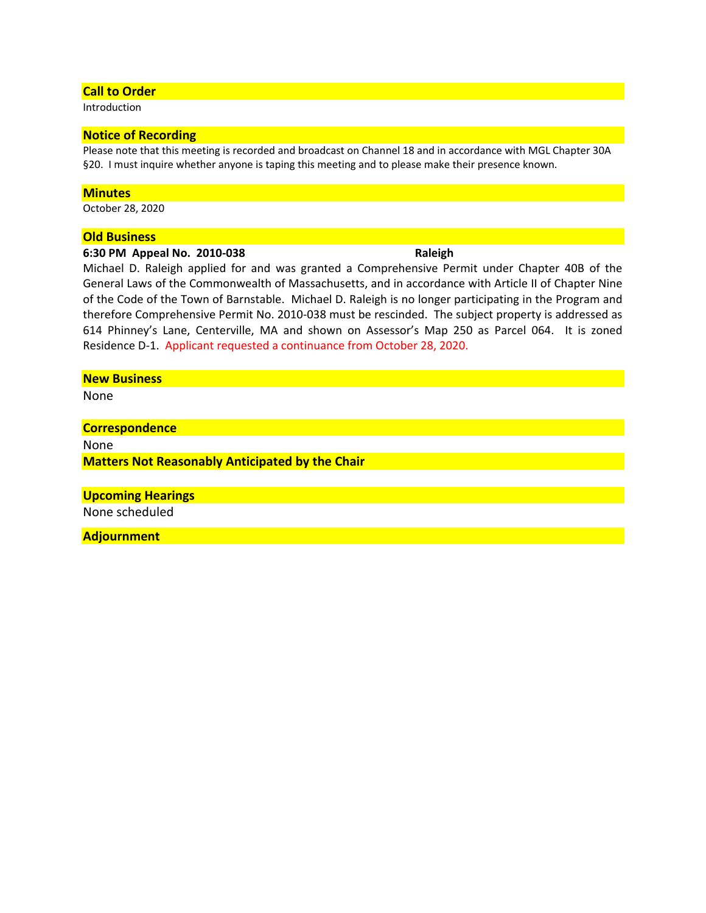## Call to Order

Introduction

## Notice of Recording

Please note that this meeting is recorded and broadcast on Channel 18 and in accordance with MGL Chapter 30A §20. I must inquire whether anyone is taping this meeting and to please make their presence known.

## Minutes

October 28, 2020

## Old Business

**6:30 PM Appeal No. 2010-038 Raleigh**

Michael D. Raleigh applied for and was granted a Comprehensive Permit under Chapter 40B of the General Laws of the Commonwealth of Massachusetts, and in accordance with Article II of Chapter Nine of the Code of the Town of Barnstable. Michael D. Raleigh is no longer participating in the Program and therefore Comprehensive Permit No. 2010-038 must be rescinded. The subject property is addressed as 614 Phinney's Lane, Centerville, MA and shown on Assessor's Map 250 as Parcel 064. It is zoned Residence D-1. Applicant requested a continuance from October 28, 2020.

## New Business

None

## Correspondence

None

## Matters Not Reasonably Anticipated by the Chair

## Upcoming Hearings

None scheduled

## Adjournment